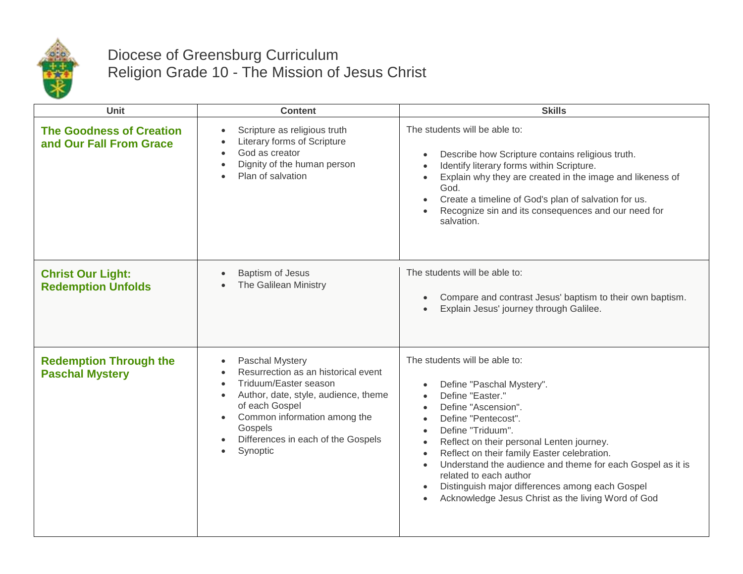# Diocese of Greensburg Curriculum

## Religion Grade 10 - The Mission of Jesus Christ

| Unit | Content | Skills |
|---|---|---|
| **The Goodness of Creation and Our Fall From Grace** | • Scripture as religious truth<br>• Literary forms of Scripture<br>• God as creator<br>• Dignity of the human person<br>• Plan of salvation | The students will be able to:<br>• Describe how Scripture contains religious truth.<br>• Identify literary forms within Scripture.<br>• Explain why they are created in the image and likeness of God.<br>• Create a timeline of God's plan of salvation for us.<br>• Recognize sin and its consequences and our need for salvation. |
| **Christ Our Light: Redemption Unfolds** | • Baptism of Jesus<br>• The Galilean Ministry | The students will be able to:<br>• Compare and contrast Jesus' baptism to their own baptism.<br>• Explain Jesus' journey through Galilee. |
| **Redemption Through the Paschal Mystery** | • Paschal Mystery<br>• Resurrection as an historical event<br>• Triduum/Easter season<br>• Author, date, style, audience, theme of each Gospel<br>• Common information among the Gospels<br>• Differences in each of the Gospels<br>• Synoptic | The students will be able to:<br>• Define "Paschal Mystery".<br>• Define "Easter."<br>• Define "Ascension".<br>• Define "Pentecost".<br>• Define "Triduum".<br>• Reflect on their personal Lenten journey.<br>• Reflect on their family Easter celebration.<br>• Understand the audience and theme for each Gospel as it is related to each author<br>• Distinguish major differences among each Gospel<br>• Acknowledge Jesus Christ as the living Word of God |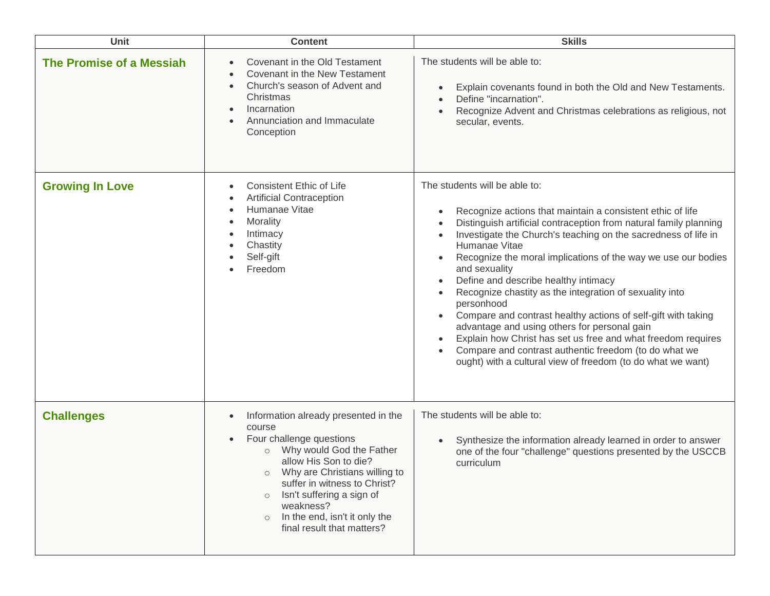| Unit | Content | Skills |
| --- | --- | --- |
| **The Promise of a Messiah** | • Covenant in the Old Testament<br>• Covenant in the New Testament<br>• Church's season of Advent and Christmas<br>• Incarnation<br>• Annunciation and Immaculate Conception | The students will be able to:<br>• Explain covenants found in both the Old and New Testaments.<br>• Define "incarnation".<br>• Recognize Advent and Christmas celebrations as religious, not secular, events. |
| **Growing In Love** | • Consistent Ethic of Life<br>• Artificial Contraception<br>• Humanae Vitae<br>• Morality<br>• Intimacy<br>• Chastity<br>• Self-gift<br>• Freedom | The students will be able to:<br>• Recognize actions that maintain a consistent ethic of life<br>• Distinguish artificial contraception from natural family planning<br>• Investigate the Church's teaching on the sacredness of life in Humanae Vitae<br>• Recognize the moral implications of the way we use our bodies and sexuality<br>• Define and describe healthy intimacy<br>• Recognize chastity as the integration of sexuality into personhood<br>• Compare and contrast healthy actions of self-gift with taking advantage and using others for personal gain<br>• Explain how Christ has set us free and what freedom requires<br>• Compare and contrast authentic freedom (to do what we ought) with a cultural view of freedom (to do what we want) |
| **Challenges** | • Information already presented in the course<br>• Four challenge questions<br>&nbsp;&nbsp;○ Why would God the Father allow His Son to die?<br>&nbsp;&nbsp;○ Why are Christians willing to suffer in witness to Christ?<br>&nbsp;&nbsp;○ Isn't suffering a sign of weakness?<br>&nbsp;&nbsp;○ In the end, isn't it only the final result that matters? | The students will be able to:<br>• Synthesize the information already learned in order to answer one of the four "challenge" questions presented by the USCCB curriculum |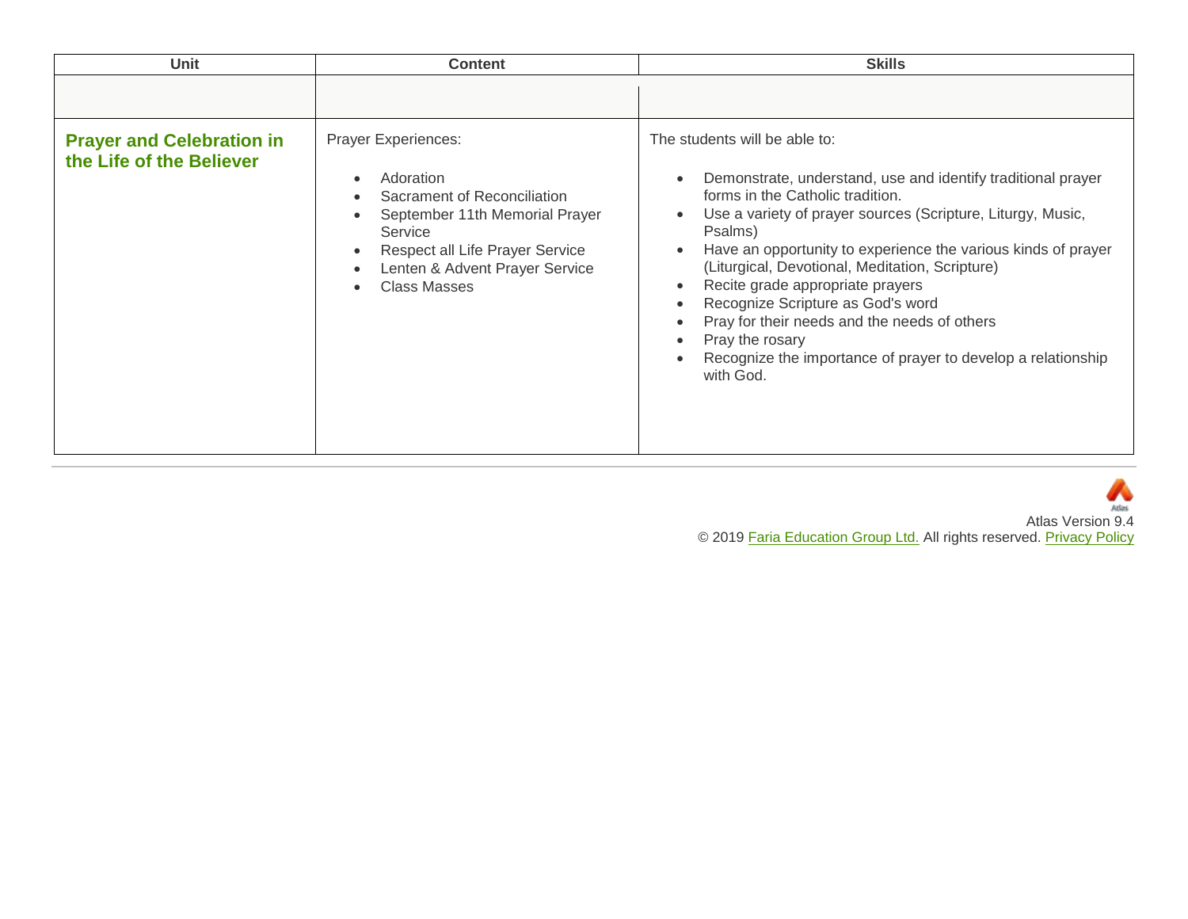| Unit | Content | Skills |
|---|---|---|
| | | |
| **Prayer and Celebration in the Life of the Believer** | Prayer Experiences:<br><br>• Adoration<br>• Sacrament of Reconciliation<br>• September 11th Memorial Prayer Service<br>• Respect all Life Prayer Service<br>• Lenten & Advent Prayer Service<br>• Class Masses | The students will be able to:<br><br>• Demonstrate, understand, use and identify traditional prayer forms in the Catholic tradition.<br>• Use a variety of prayer sources (Scripture, Liturgy, Music, Psalms)<br>• Have an opportunity to experience the various kinds of prayer (Liturgical, Devotional, Meditation, Scripture)<br>• Recite grade appropriate prayers<br>• Recognize Scripture as God's word<br>• Pray for their needs and the needs of others<br>• Pray the rosary<br>• Recognize the importance of prayer to develop a relationship with God. |

Atlas Version 9.4
© 2019 Faria Education Group Ltd. All rights reserved. Privacy Policy